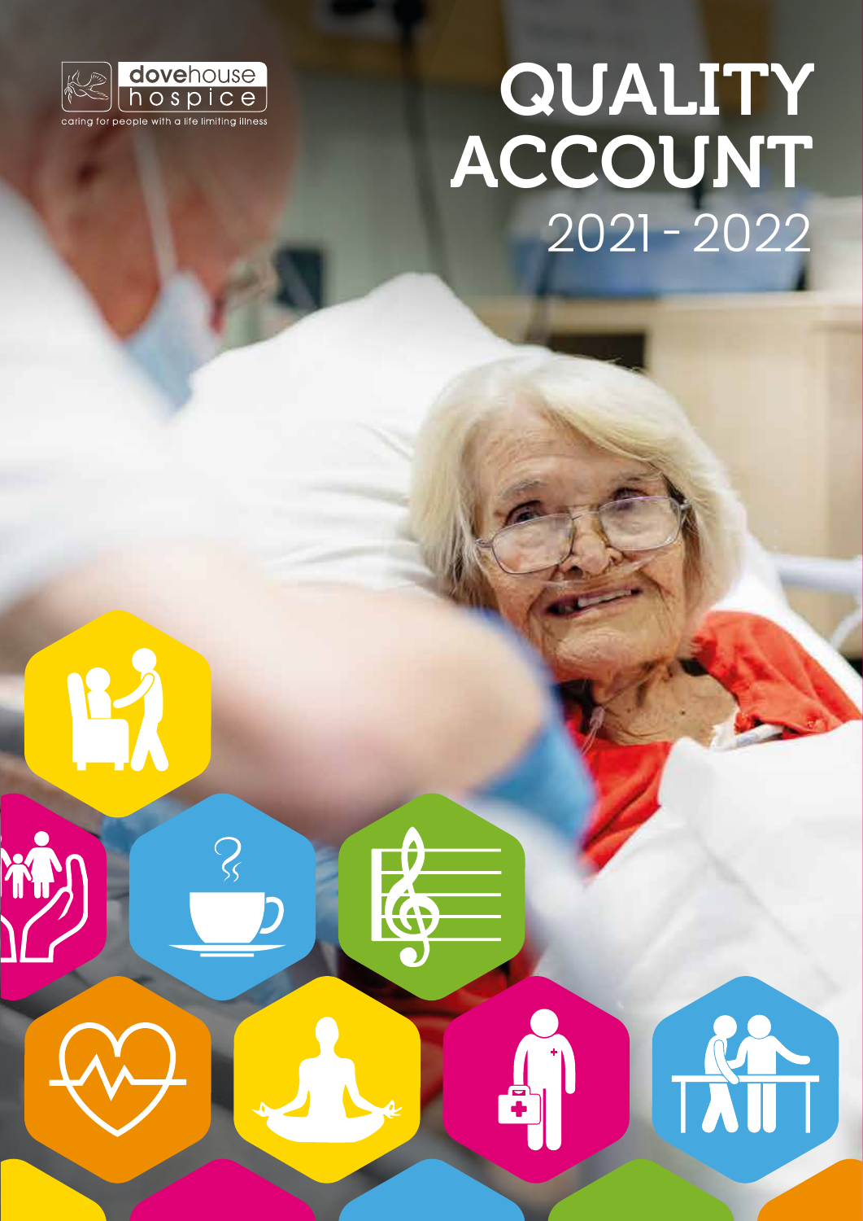dovehouse hospice

caring for people with a life limiting illness

# QUALITY ACCOUNT

## 2021 - 2022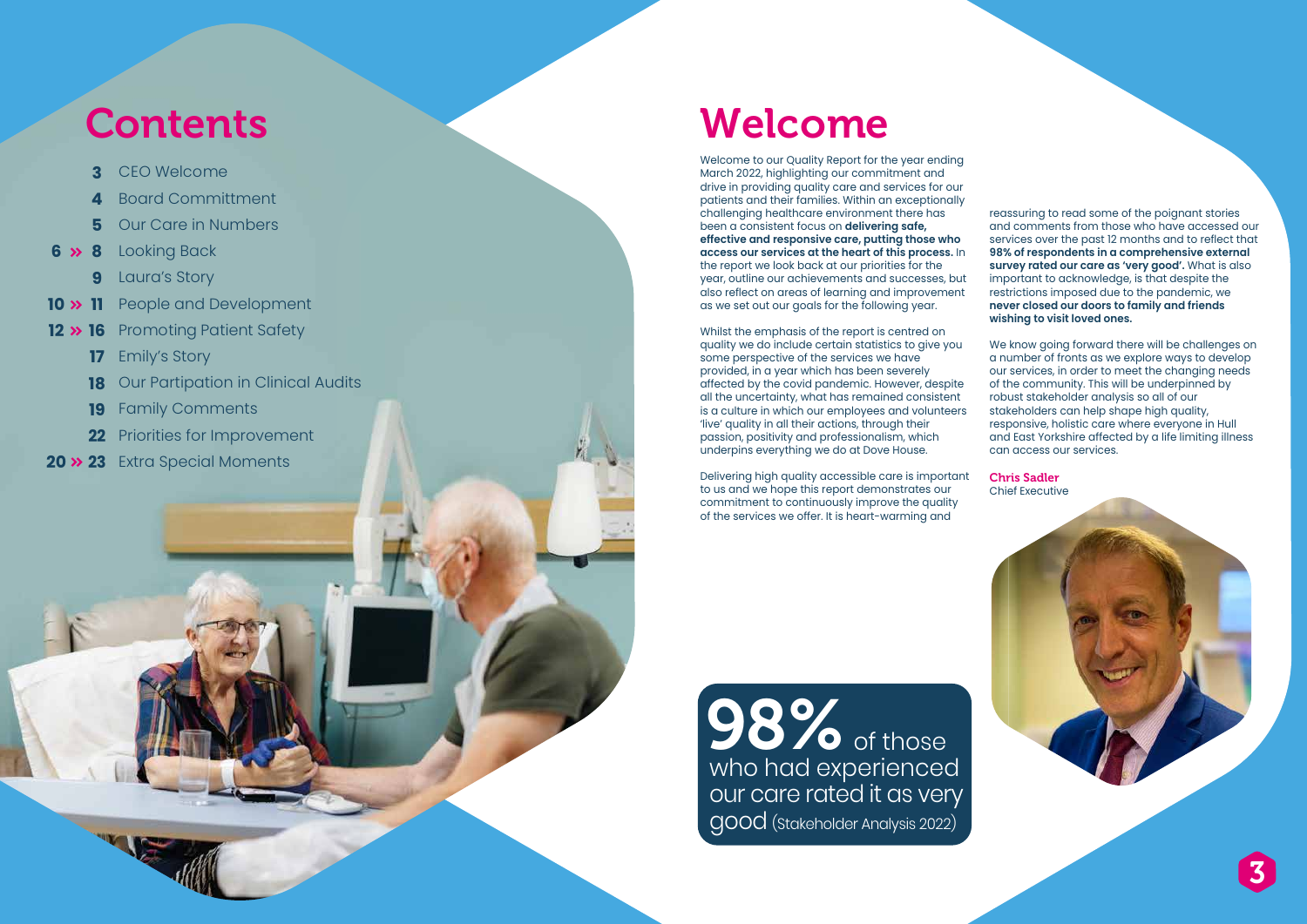# Contents

- **3** CEO Welcome
- **4** Board Committment
- **5** Our Care in Numbers
- **6 » 8** Looking Back
- **9** Laura's Story
- **10 » 11** People and Development
- **12 » 16** Promoting Patient Safety
- **17** Emily's Story
- **18** Our Partipation in Clinical Audits
- **19** Family Comments
- **22** Priorities for Improvement
- **20 » 23** Extra Special Moments

# Welcome

Welcome to our Quality Report for the year ending March 2022, highlighting our commitment and drive in providing quality care and services for our patients and their families. Within an exceptionally challenging healthcare environment there has been a consistent focus on **delivering safe, effective and responsive care, putting those who access our services at the heart of this process.** In the report we look back at our priorities for the year, outline our achievements and successes, but also reflect on areas of learning and improvement as we set out our goals for the following year.

Whilst the emphasis of the report is centred on quality we do include certain statistics to give you some perspective of the services we have provided, in a year which has been severely affected by the covid pandemic. However, despite all the uncertainty, what has remained consistent is a culture in which our employees and volunteers 'live' quality in all their actions, through their passion, positivity and professionalism, which underpins everything we do at Dove House.

Delivering high quality accessible care is important to us and we hope this report demonstrates our commitment to continuously improve the quality of the services we offer. It is heart-warming and reassuring to read some of the poignant stories and comments from those who have accessed our services over the past 12 months and to reflect that **98% of respondents in a comprehensive external survey rated our care as 'very good'.** What is also important to acknowledge, is that despite the restrictions imposed due to the pandemic, we **never closed our doors to family and friends wishing to visit loved ones.**

We know going forward there will be challenges on a number of fronts as we explore ways to develop our services, in order to meet the changing needs of the community. This will be underpinned by robust stakeholder analysis so all of our stakeholders can help shape high quality, responsive, holistic care where everyone in Hull and East Yorkshire affected by a life limiting illness can access our services.

**Chris Sadler**
Chief Executive

**98%** of those who had experienced our care rated it as very good (Stakeholder Analysis 2022)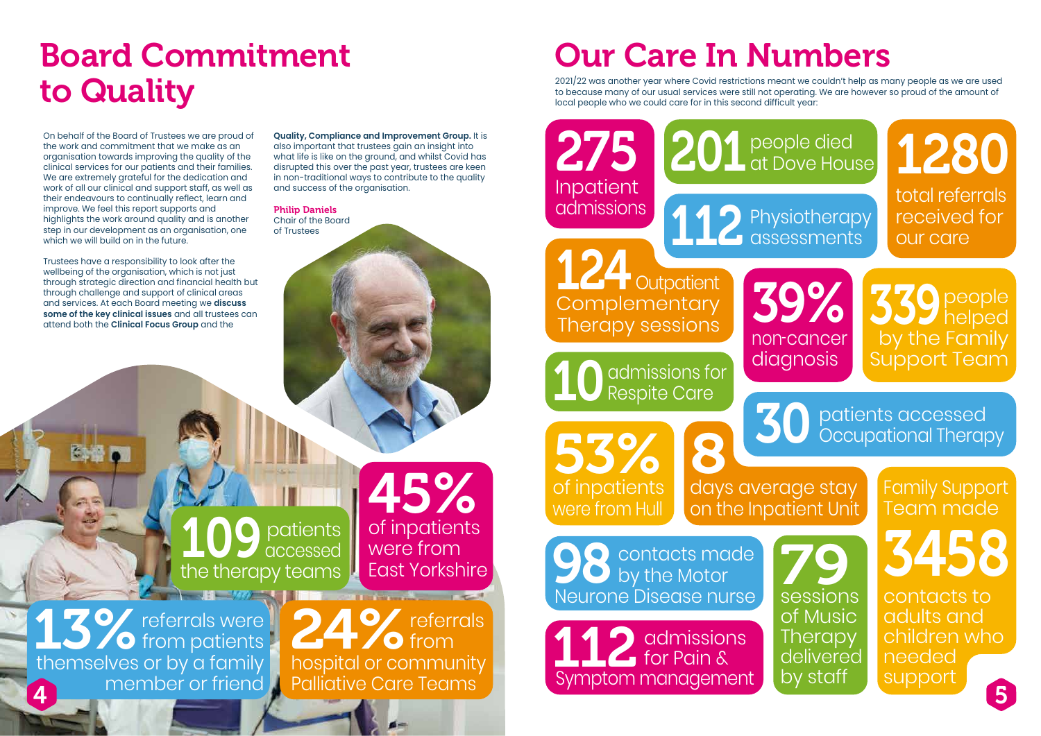# Board Commitment to Quality

On behalf of the Board of Trustees we are proud of the work and commitment that we make as an organisation towards improving the quality of the clinical services for our patients and their families. We are extremely grateful for the dedication and work of all our clinical and support staff, as well as their endeavours to continually reflect, learn and improve. We feel this report supports and highlights the work around quality and is another step in our development as an organisation, one which we will build on in the future.

Trustees have a responsibility to look after the wellbeing of the organisation, which is not just through strategic direction and financial health but through challenge and support of clinical areas and services. At each Board meeting we **discuss some of the key clinical issues** and all trustees can attend both the **Clinical Focus Group** and the **Quality, Compliance and Improvement Group.** It is also important that trustees gain an insight into what life is like on the ground, and whilst Covid has disrupted this over the past year, trustees are keen in non-traditional ways to contribute to the quality and success of the organisation.

**Philip Daniels**
Chair of the Board of Trustees

**109** patients accessed the therapy teams

**45%** of inpatients were from East Yorkshire

**13%** referrals were from patients themselves or by a family member or friend

**24%** referrals from hospital or community Palliative Care Teams

# Our Care In Numbers

2021/22 was another year where Covid restrictions meant we couldn't help as many people as we are used to because many of our usual services were still not operating. We are however so proud of the amount of local people who we could care for in this second difficult year:

- **275** Inpatient admissions
- **201** people died at Dove House
- **1280** total referrals received for our care
- **112** Physiotherapy assessments
- **124** Outpatient Complementary Therapy sessions
- **39%** non-cancer diagnosis
- **339** people helped by the Family Support Team
- **10** admissions for Respite Care
- **30** patients accessed Occupational Therapy
- **53%** of inpatients were from Hull
- **8** days average stay on the Inpatient Unit
- Family Support Team made **3458** contacts to adults and children who needed support
- **98** contacts made by the Motor Neurone Disease nurse
- **79** sessions of Music Therapy delivered by staff
- **112** admissions for Pain & Symptom management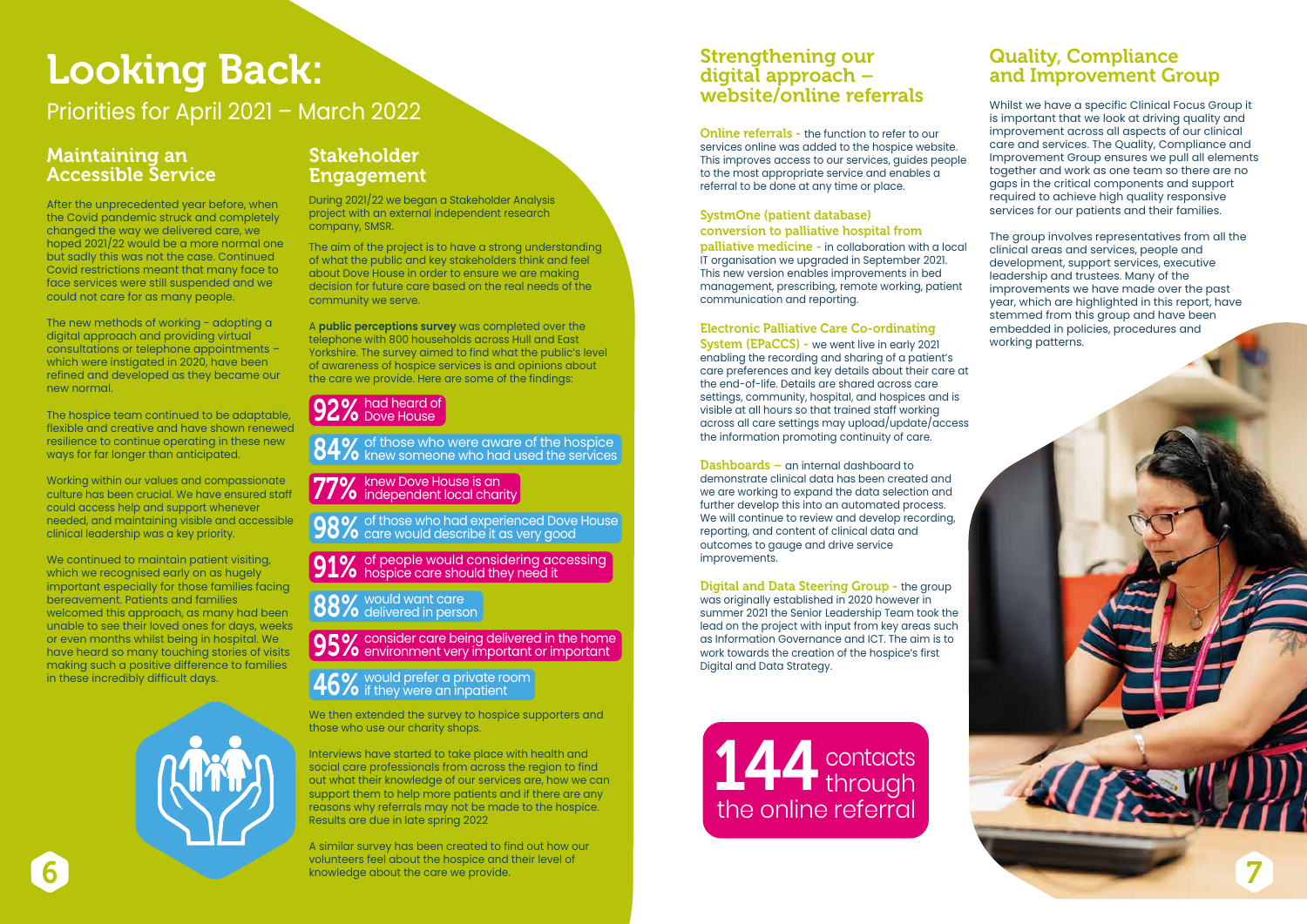# Looking Back:

Priorities for April 2021 – March 2022

## Maintaining an Accessible Service

After the unprecedented year before, when the Covid pandemic struck and completely changed the way we delivered care, we hoped 2021/22 would be a more normal one but sadly this was not the case. Continued Covid restrictions meant that many face to face services were still suspended and we could not care for as many people.

The new methods of working - adopting a digital approach and providing virtual consultations or telephone appointments – which were instigated in 2020, have been refined and developed as they became our new normal.

The hospice team continued to be adaptable, flexible and creative and have shown renewed resilience to continue operating in these new ways for far longer than anticipated.

Working within our values and compassionate culture has been crucial. We have ensured staff could access help and support whenever needed, and maintaining visible and accessible clinical leadership was a key priority.

We continued to maintain patient visiting, which we recognised early on as hugely important especially for those families facing bereavement. Patients and families welcomed this approach, as many had been unable to see their loved ones for days, weeks or even months whilst being in hospital. We have heard so many touching stories of visits making such a positive difference to families in these incredibly difficult days.

## Stakeholder Engagement

During 2021/22 we began a Stakeholder Analysis project with an external independent research company, SMSR.

The aim of the project is to have a strong understanding of what the public and key stakeholders think and feel about Dove House in order to ensure we are making decision for future care based on the real needs of the community we serve.

A **public perceptions survey** was completed over the telephone with 800 households across Hull and East Yorkshire. The survey aimed to find what the public's level of awareness of hospice services is and opinions about the care we provide. Here are some of the findings:

- **92%** had heard of Dove House
- **84%** of those who were aware of the hospice knew someone who had used the services
- **77%** knew Dove House is an independent local charity
- **98%** of those who had experienced Dove House care would describe it as very good
- **91%** of people would considering accessing hospice care should they need it
- **88%** would want care delivered in person
- **95%** consider care being delivered in the home environment very important or important
- **46%** would prefer a private room if they were an inpatient

We then extended the survey to hospice supporters and those who use our charity shops.

Interviews have started to take place with health and social care professionals from across the region to find out what their knowledge of our services are, how we can support them to help more patients and if there are any reasons why referrals may not be made to the hospice. Results are due in late spring 2022

A similar survey has been created to find out how our volunteers feel about the hospice and their level of knowledge about the care we provide.

## Strengthening our digital approach – website/online referrals

**Online referrals** - the function to refer to our services online was added to the hospice website. This improves access to our services, guides people to the most appropriate service and enables a referral to be done at any time or place.

**SystmOne (patient database) conversion to palliative hospital from palliative medicine** - in collaboration with a local IT organisation we upgraded in September 2021. This new version enables improvements in bed management, prescribing, remote working, patient communication and reporting.

**Electronic Palliative Care Co-ordinating System (EPaCCS)** - we went live in early 2021 enabling the recording and sharing of a patient's care preferences and key details about their care at the end-of-life. Details are shared across care settings, community, hospital, and hospices and is visible at all hours so that trained staff working across all care settings may upload/update/access the information promoting continuity of care.

**Dashboards** – an internal dashboard to demonstrate clinical data has been created and we are working to expand the data selection and further develop this into an automated process. We will continue to review and develop recording, reporting, and content of clinical data and outcomes to gauge and drive service improvements.

**Digital and Data Steering Group** - the group was originally established in 2020 however in summer 2021 the Senior Leadership Team took the lead on the project with input from key areas such as Information Governance and ICT. The aim is to work towards the creation of the hospice's first Digital and Data Strategy.

**144** contacts through the online referral

## Quality, Compliance and Improvement Group

Whilst we have a specific Clinical Focus Group it is important that we look at driving quality and improvement across all aspects of our clinical care and services. The Quality, Compliance and Improvement Group ensures we pull all elements together and work as one team so there are no gaps in the critical components and support required to achieve high quality responsive services for our patients and their families.

The group involves representatives from all the clinical areas and services, people and development, support services, executive leadership and trustees. Many of the improvements we have made over the past year, which are highlighted in this report, have stemmed from this group and have been embedded in policies, procedures and working patterns.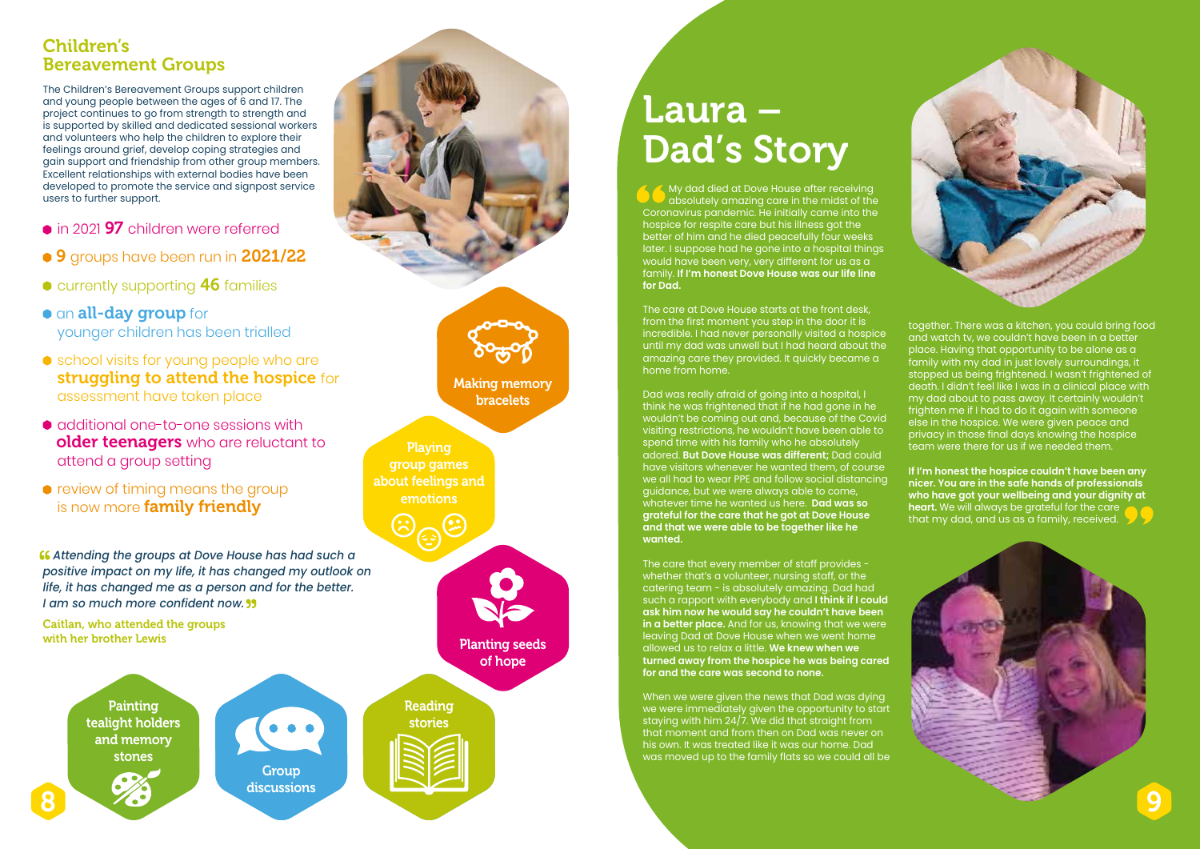## Children's Bereavement Groups

The Children's Bereavement Groups support children and young people between the ages of 6 and 17. The project continues to go from strength to strength and is supported by skilled and dedicated sessional workers and volunteers who help the children to explore their feelings around grief, develop coping strategies and gain support and friendship from other group members. Excellent relationships with external bodies have been developed to promote the service and signpost service users to further support.

- in 2021 **97** children were referred
- **9** groups have been run in **2021/22**
- currently supporting **46** families
- an **all-day group** for younger children has been trialled
- school visits for young people who are **struggling to attend the hospice** for assessment have taken place
- additional one-to-one sessions with **older teenagers** who are reluctant to attend a group setting
- review of timing means the group is now more **family friendly**

*"Attending the groups at Dove House has had such a positive impact on my life, it has changed my outlook on life, it has changed me as a person and for the better. I am so much more confident now."*

Caitlan, who attended the groups with her brother Lewis

Making memory bracelets

Playing group games about feelings and emotions

Planting seeds of hope

Painting tealight holders and memory stones

Group discussions

Reading stories

# Laura – Dad's Story

"My dad died at Dove House after receiving absolutely amazing care in the midst of the Coronavirus pandemic. He initially came into the hospice for respite care but his illness got the better of him and he died peacefully four weeks later. I suppose had he gone into a hospital things would have been very, very different for us as a family. **If I'm honest Dove House was our life line for Dad.**

The care at Dove House starts at the front desk, from the first moment you step in the door it is incredible. I had never personally visited a hospice until my dad was unwell but I had heard about the amazing care they provided. It quickly became a home from home.

Dad was really afraid of going into a hospital, I think he was frightened that if he had gone in he wouldn't be coming out and, because of the Covid visiting restrictions, he wouldn't have been able to spend time with his family who he absolutely adored. **But Dove House was different;** Dad could have visitors whenever he wanted them, of course we all had to wear PPE and follow social distancing guidance, but we were always able to come, whatever time he wanted us here. **Dad was so grateful for the care that he got at Dove House and that we were able to be together like he wanted.**

The care that every member of staff provides - whether that's a volunteer, nursing staff, or the catering team - is absolutely amazing. Dad had such a rapport with everybody and **I think if I could ask him now he would say he couldn't have been in a better place.** And for us, knowing that we were leaving Dad at Dove House when we went home allowed us to relax a little. **We knew when we turned away from the hospice he was being cared for and the care was second to none.**

When we were given the news that Dad was dying we were immediately given the opportunity to start staying with him 24/7. We did that straight from that moment and from then on Dad was never on his own. It was treated like it was our home. Dad was moved up to the family flats so we could all be together. There was a kitchen, you could bring food and watch tv, we couldn't have been in a better place. Having that opportunity to be alone as a family with my dad in just lovely surroundings, it stopped us being frightened. I wasn't frightened of death. I didn't feel like I was in a clinical place with my dad about to pass away. It certainly wouldn't frighten me if I had to do it again with someone else in the hospice. We were given peace and privacy in those final days knowing the hospice team were there for us if we needed them.

**If I'm honest the hospice couldn't have been any nicer. You are in the safe hands of professionals who have got your wellbeing and your dignity at heart.** We will always be grateful for the care that my dad, and us as a family, received."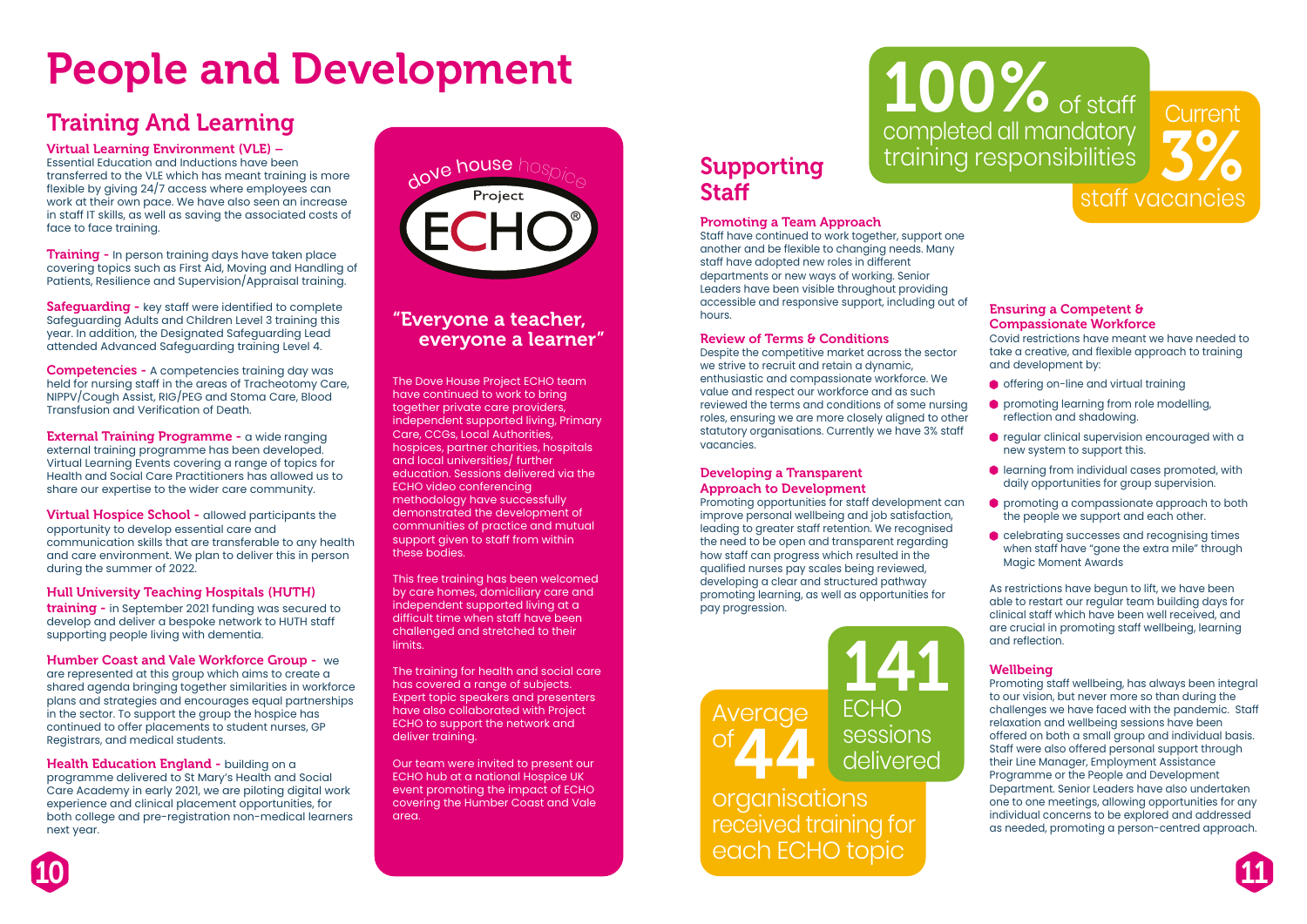# People and Development

## Training And Learning

**Virtual Learning Environment (VLE) –** Essential Education and Inductions have been transferred to the VLE which has meant training is more flexible by giving 24/7 access where employees can work at their own pace. We have also seen an increase in staff IT skills, as well as saving the associated costs of face to face training.

**Training -** In person training days have taken place covering topics such as First Aid, Moving and Handling of Patients, Resilience and Supervision/Appraisal training.

**Safeguarding -** key staff were identified to complete Safeguarding Adults and Children Level 3 training this year. In addition, the Designated Safeguarding Lead attended Advanced Safeguarding training Level 4.

**Competencies -** A competencies training day was held for nursing staff in the areas of Tracheotomy Care, NIPPV/Cough Assist, RIG/PEG and Stoma Care, Blood Transfusion and Verification of Death.

**External Training Programme -** a wide ranging external training programme has been developed. Virtual Learning Events covering a range of topics for Health and Social Care Practitioners has allowed us to share our expertise to the wider care community.

**Virtual Hospice School -** allowed participants the opportunity to develop essential care and communication skills that are transferable to any health and care environment. We plan to deliver this in person during the summer of 2022.

**Hull University Teaching Hospitals (HUTH) training -** in September 2021 funding was secured to develop and deliver a bespoke network to HUTH staff supporting people living with dementia.

**Humber Coast and Vale Workforce Group -** we are represented at this group which aims to create a shared agenda bringing together similarities in workforce plans and strategies and encourages equal partnerships in the sector. To support the group the hospice has continued to offer placements to student nurses, GP Registrars, and medical students.

**Health Education England -** building on a programme delivered to St Mary's Health and Social Care Academy in early 2021, we are piloting digital work experience and clinical placement opportunities, for both college and pre-registration non-medical learners next year.

dove house hospice Project ECHO®

### "Everyone a teacher, everyone a learner"

The Dove House Project ECHO team have continued to work to bring together private care providers, independent supported living, Primary Care, CCGs, Local Authorities, hospices, partner charities, hospitals and local universities/ further education. Sessions delivered via the ECHO video conferencing methodology have successfully demonstrated the development of communities of practice and mutual support given to staff from within these bodies.

This free training has been welcomed by care homes, domiciliary care and independent supported living at a difficult time when staff have been challenged and stretched to their limits.

The training for health and social care has covered a range of subjects. Expert topic speakers and presenters have also collaborated with Project ECHO to support the network and deliver training.

Our team were invited to present our ECHO hub at a national Hospice UK event promoting the impact of ECHO covering the Humber Coast and Vale area.

## Supporting Staff

**100%** of staff completed all mandatory training responsibilities

Current **3%** staff vacancies

**Promoting a Team Approach**
Staff have continued to work together, support one another and be flexible to changing needs. Many staff have adopted new roles in different departments or new ways of working. Senior Leaders have been visible throughout providing accessible and responsive support, including out of hours.

**Review of Terms & Conditions**
Despite the competitive market across the sector we strive to recruit and retain a dynamic, enthusiastic and compassionate workforce. We value and respect our workforce and as such reviewed the terms and conditions of some nursing roles, ensuring we are more closely aligned to other statutory organisations. Currently we have 3% staff vacancies.

**Developing a Transparent Approach to Development**
Promoting opportunities for staff development can improve personal wellbeing and job satisfaction, leading to greater staff retention. We recognised the need to be open and transparent regarding how staff can progress which resulted in the qualified nurses pay scales being reviewed, developing a clear and structured pathway promoting learning, as well as opportunities for pay progression.

**141** ECHO sessions delivered

Average of **44** organisations received training for each ECHO topic

**Ensuring a Competent & Compassionate Workforce**
Covid restrictions have meant we have needed to take a creative, and flexible approach to training and development by:

- offering on-line and virtual training
- promoting learning from role modelling, reflection and shadowing.
- regular clinical supervision encouraged with a new system to support this.
- learning from individual cases promoted, with daily opportunities for group supervision.
- promoting a compassionate approach to both the people we support and each other.
- celebrating successes and recognising times when staff have "gone the extra mile" through Magic Moment Awards

As restrictions have begun to lift, we have been able to restart our regular team building days for clinical staff which have been well received, and are crucial in promoting staff wellbeing, learning and reflection.

**Wellbeing**
Promoting staff wellbeing, has always been integral to our vision, but never more so than during the challenges we have faced with the pandemic. Staff relaxation and wellbeing sessions have been offered on both a small group and individual basis. Staff were also offered personal support through their Line Manager, Employment Assistance Programme or the People and Development Department. Senior Leaders have also undertaken one to one meetings, allowing opportunities for any individual concerns to be explored and addressed as needed, promoting a person-centred approach.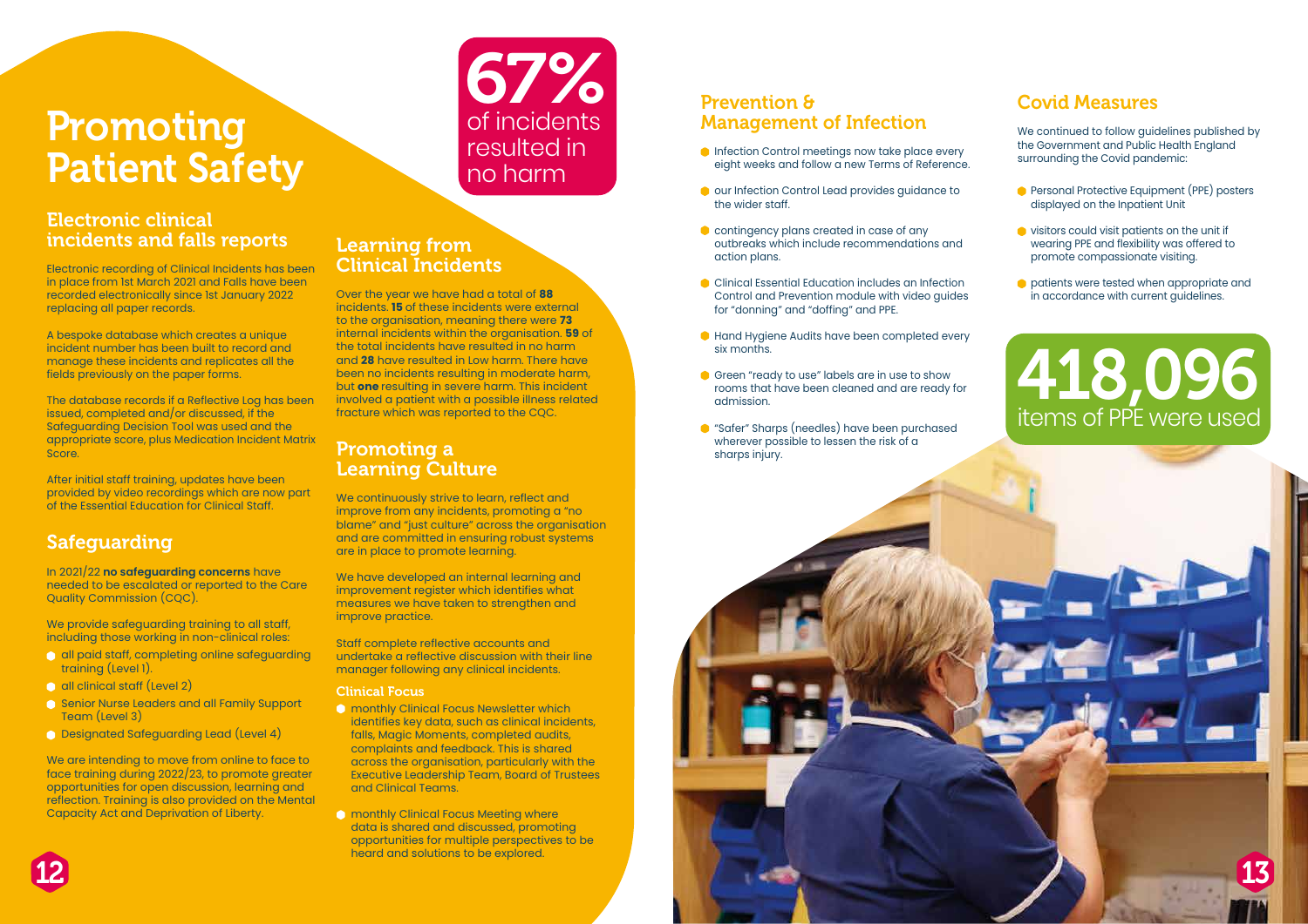# Promoting Patient Safety

## Electronic clinical incidents and falls reports

Electronic recording of Clinical Incidents has been in place from 1st March 2021 and Falls have been recorded electronically since 1st January 2022 replacing all paper records.

A bespoke database which creates a unique incident number has been built to record and manage these incidents and replicates all the fields previously on the paper forms.

The database records if a Reflective Log has been issued, completed and/or discussed, if the Safeguarding Decision Tool was used and the appropriate score, plus Medication Incident Matrix Score.

After initial staff training, updates have been provided by video recordings which are now part of the Essential Education for Clinical Staff.

## Safeguarding

In 2021/22 **no safeguarding concerns** have needed to be escalated or reported to the Care Quality Commission (CQC).

We provide safeguarding training to all staff, including those working in non-clinical roles:

- all paid staff, completing online safeguarding training (Level 1).
- all clinical staff (Level 2)
- Senior Nurse Leaders and all Family Support Team (Level 3)
- Designated Safeguarding Lead (Level 4)

We are intending to move from online to face to face training during 2022/23, to promote greater opportunities for open discussion, learning and reflection. Training is also provided on the Mental Capacity Act and Deprivation of Liberty.

**67%** of incidents resulted in no harm

## Learning from Clinical Incidents

Over the year we have had a total of **88** incidents. **15** of these incidents were external to the organisation, meaning there were **73** internal incidents within the organisation. **59** of the total incidents have resulted in no harm and **28** have resulted in Low harm. There have been no incidents resulting in moderate harm, but **one** resulting in severe harm. This incident involved a patient with a possible illness related fracture which was reported to the CQC.

## Promoting a Learning Culture

We continuously strive to learn, reflect and improve from any incidents, promoting a "no blame" and "just culture" across the organisation and are committed in ensuring robust systems are in place to promote learning.

We have developed an internal learning and improvement register which identifies what measures we have taken to strengthen and improve practice.

Staff complete reflective accounts and undertake a reflective discussion with their line manager following any clinical incidents.

### Clinical Focus

- monthly Clinical Focus Newsletter which identifies key data, such as clinical incidents, falls, Magic Moments, completed audits, complaints and feedback. This is shared across the organisation, particularly with the Executive Leadership Team, Board of Trustees and Clinical Teams.
- monthly Clinical Focus Meeting where data is shared and discussed, promoting opportunities for multiple perspectives to be heard and solutions to be explored.

## Prevention & Management of Infection

- Infection Control meetings now take place every eight weeks and follow a new Terms of Reference.
- our Infection Control Lead provides guidance to the wider staff.
- contingency plans created in case of any outbreaks which include recommendations and action plans.
- Clinical Essential Education includes an Infection Control and Prevention module with video guides for "donning" and "doffing" and PPE.
- Hand Hygiene Audits have been completed every six months.
- Green "ready to use" labels are in use to show rooms that have been cleaned and are ready for admission.
- "Safer" Sharps (needles) have been purchased wherever possible to lessen the risk of a sharps injury.

## Covid Measures

We continued to follow guidelines published by the Government and Public Health England surrounding the Covid pandemic:

- Personal Protective Equipment (PPE) posters displayed on the Inpatient Unit
- visitors could visit patients on the unit if wearing PPE and flexibility was offered to promote compassionate visiting.
- patients were tested when appropriate and in accordance with current guidelines.

**418,096** items of PPE were used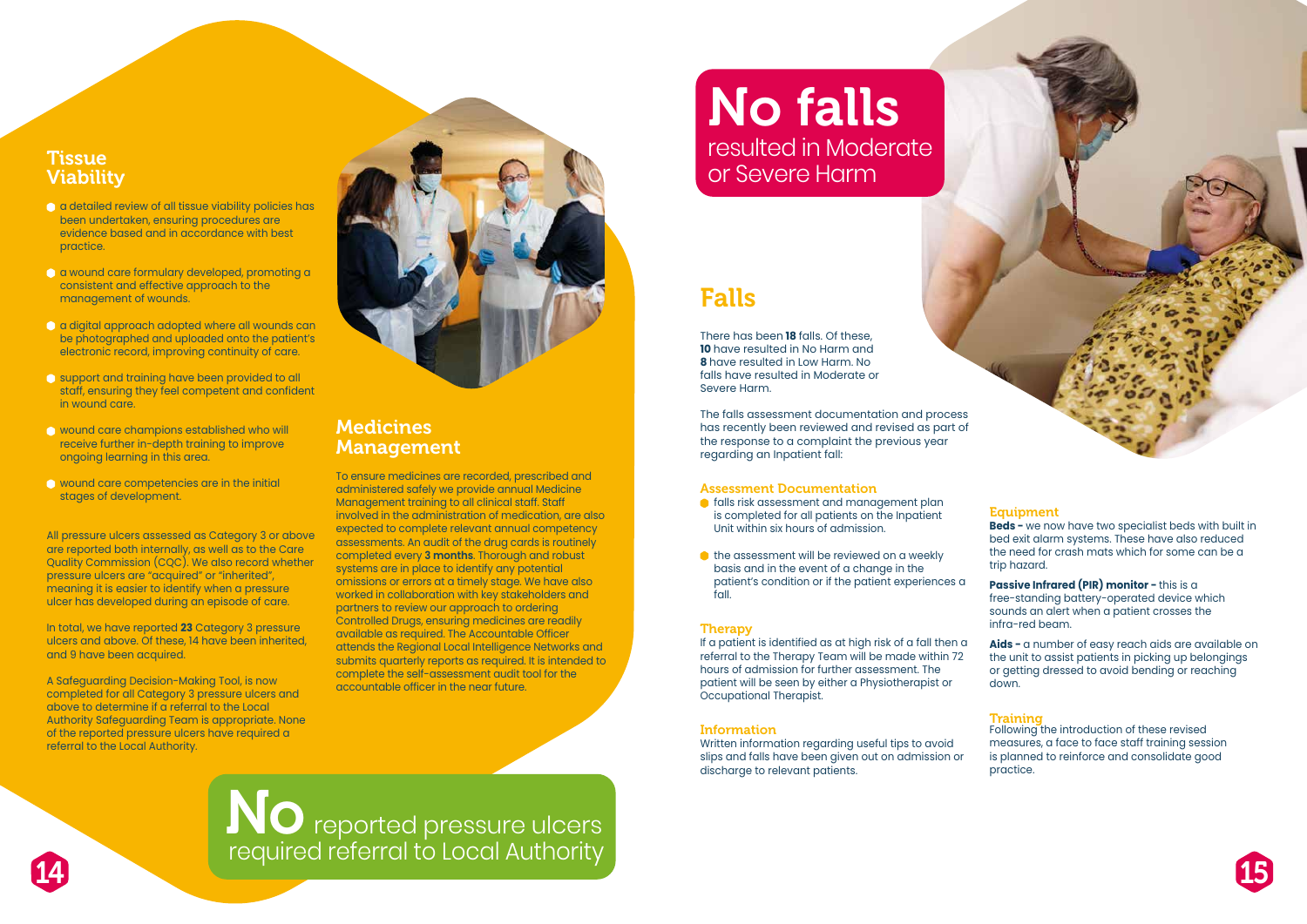## Tissue Viability

- a detailed review of all tissue viability policies has been undertaken, ensuring procedures are evidence based and in accordance with best practice.
- a wound care formulary developed, promoting a consistent and effective approach to the management of wounds.
- a digital approach adopted where all wounds can be photographed and uploaded onto the patient's electronic record, improving continuity of care.
- support and training have been provided to all staff, ensuring they feel competent and confident in wound care.
- wound care champions established who will receive further in-depth training to improve ongoing learning in this area.
- wound care competencies are in the initial stages of development.

All pressure ulcers assessed as Category 3 or above are reported both internally, as well as to the Care Quality Commission (CQC). We also record whether pressure ulcers are "acquired" or "inherited", meaning it is easier to identify when a pressure ulcer has developed during an episode of care.

In total, we have reported **23** Category 3 pressure ulcers and above. Of these, 14 have been inherited, and 9 have been acquired.

A Safeguarding Decision-Making Tool, is now completed for all Category 3 pressure ulcers and above to determine if a referral to the Local Authority Safeguarding Team is appropriate. None of the reported pressure ulcers have required a referral to the Local Authority.

## Medicines Management

To ensure medicines are recorded, prescribed and administered safely we provide annual Medicine Management training to all clinical staff. Staff involved in the administration of medication, are also expected to complete relevant annual competency assessments. An audit of the drug cards is routinely completed every **3 months**. Thorough and robust systems are in place to identify any potential omissions or errors at a timely stage. We have also worked in collaboration with key stakeholders and partners to review our approach to ordering Controlled Drugs, ensuring medicines are readily available as required. The Accountable Officer attends the Regional Local Intelligence Networks and submits quarterly reports as required. It is intended to complete the self-assessment audit tool for the accountable officer in the near future.

**No** reported pressure ulcers required referral to Local Authority

**No falls** resulted in Moderate or Severe Harm

## Falls

There has been **18** falls. Of these, **10** have resulted in No Harm and **8** have resulted in Low Harm. No falls have resulted in Moderate or Severe Harm.

The falls assessment documentation and process has recently been reviewed and revised as part of the response to a complaint the previous year regarding an Inpatient fall:

### Assessment Documentation

- falls risk assessment and management plan is completed for all patients on the Inpatient Unit within six hours of admission.
- the assessment will be reviewed on a weekly basis and in the event of a change in the patient's condition or if the patient experiences a fall.

### Therapy

If a patient is identified as at high risk of a fall then a referral to the Therapy Team will be made within 72 hours of admission for further assessment. The patient will be seen by either a Physiotherapist or Occupational Therapist.

### Information

Written information regarding useful tips to avoid slips and falls have been given out on admission or discharge to relevant patients.

### Equipment

**Beds -** we now have two specialist beds with built in bed exit alarm systems. These have also reduced the need for crash mats which for some can be a trip hazard.

**Passive Infrared (PIR) monitor -** this is a free-standing battery-operated device which sounds an alert when a patient crosses the infra-red beam.

**Aids -** a number of easy reach aids are available on the unit to assist patients in picking up belongings or getting dressed to avoid bending or reaching down.

### Training

Following the introduction of these revised measures, a face to face staff training session is planned to reinforce and consolidate good practice.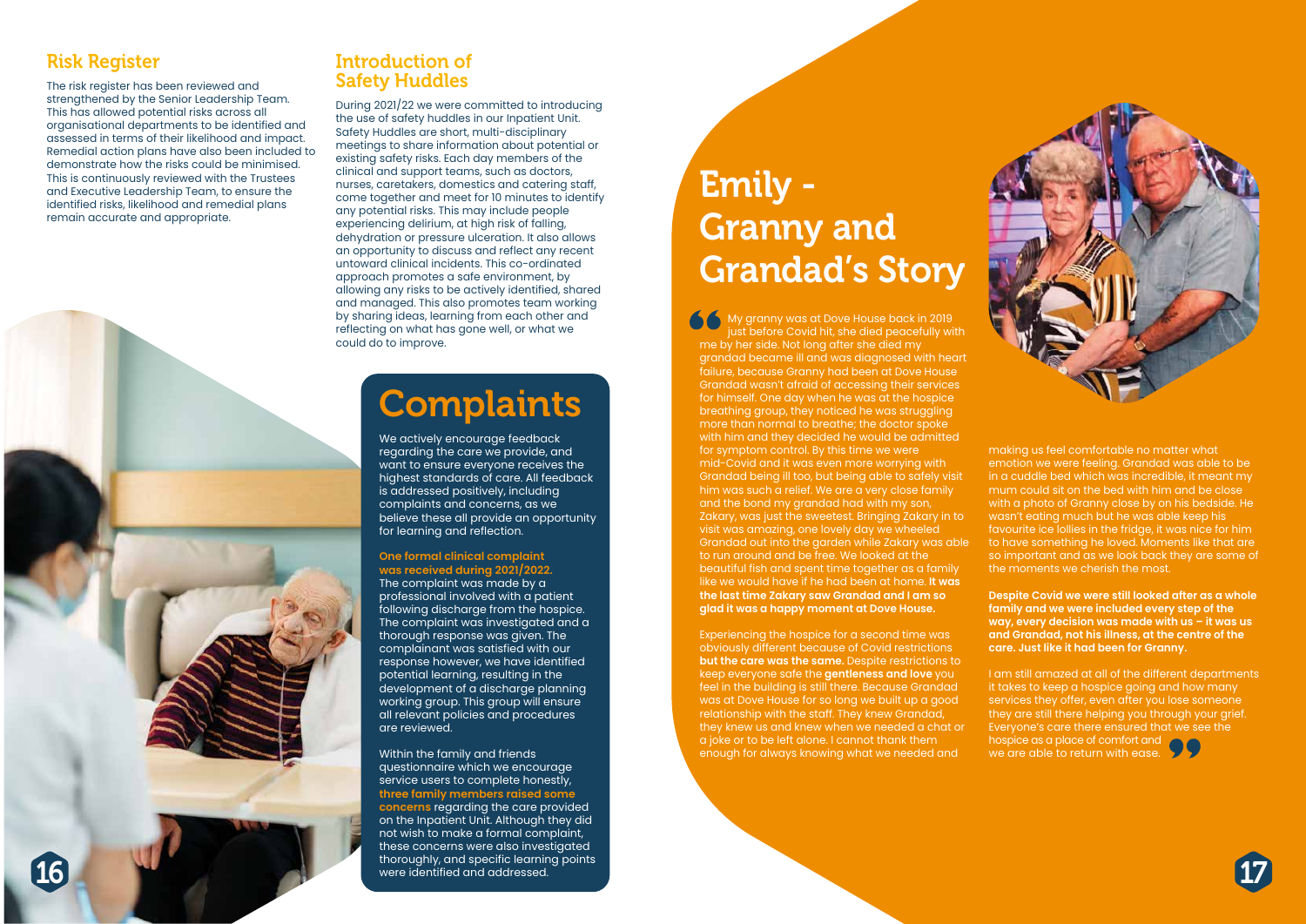## Risk Register

The risk register has been reviewed and strengthened by the Senior Leadership Team. This has allowed potential risks across all organisational departments to be identified and assessed in terms of their likelihood and impact. Remedial action plans have also been included to demonstrate how the risks could be minimised. This is continuously reviewed with the Trustees and Executive Leadership Team, to ensure the identified risks, likelihood and remedial plans remain accurate and appropriate.

## Introduction of Safety Huddles

During 2021/22 we were committed to introducing the use of safety huddles in our Inpatient Unit. Safety Huddles are short, multi-disciplinary meetings to share information about potential or existing safety risks. Each day members of the clinical and support teams, such as doctors, nurses, caretakers, domestics and catering staff, come together and meet for 10 minutes to identify any potential risks. This may include people experiencing delirium, at high risk of falling, dehydration or pressure ulceration. It also allows an opportunity to discuss and reflect any recent untoward clinical incidents. This co-ordinated approach promotes a safe environment, by allowing any risks to be actively identified, shared and managed. This also promotes team working by sharing ideas, learning from each other and reflecting on what has gone well, or what we could do to improve.

# Complaints

We actively encourage feedback regarding the care we provide, and want to ensure everyone receives the highest standards of care. All feedback is addressed positively, including complaints and concerns, as we believe these all provide an opportunity for learning and reflection.

**One formal clinical complaint was received during 2021/2022.** The complaint was made by a professional involved with a patient following discharge from the hospice. The complaint was investigated and a thorough response was given. The complainant was satisfied with our response however, we have identified potential learning, resulting in the development of a discharge planning working group. This group will ensure all relevant policies and procedures are reviewed.

Within the family and friends questionnaire which we encourage service users to complete honestly, **three family members raised some concerns** regarding the care provided on the Inpatient Unit. Although they did not wish to make a formal complaint, these concerns were also investigated thoroughly, and specific learning points were identified and addressed.

# Emily - Granny and Grandad's Story

“My granny was at Dove House back in 2019 just before Covid hit, she died peacefully with me by her side. Not long after she died my grandad became ill and was diagnosed with heart failure, because Granny had been at Dove House Grandad wasn't afraid of accessing their services for himself. One day when he was at the hospice breathing group, they noticed he was struggling more than normal to breathe; the doctor spoke with him and they decided he would be admitted for symptom control. By this time we were mid-Covid and it was even more worrying with Grandad being ill too, but being able to safely visit him was such a relief. We are a very close family and the bond my grandad had with my son, Zakary, was just the sweetest. Bringing Zakary in to visit was amazing, one lovely day we wheeled Grandad out into the garden while Zakary was able to run around and be free. We looked at the beautiful fish and spent time together as a family like we would have if he had been at home. **It was the last time Zakary saw Grandad and I am so glad it was a happy moment at Dove House.**

Experiencing the hospice for a second time was obviously different because of Covid restrictions **but the care was the same.** Despite restrictions to keep everyone safe the **gentleness and love** you feel in the building is still there. Because Grandad was at Dove House for so long we built up a good relationship with the staff. They knew Grandad, they knew us and knew when we needed a chat or a joke or to be left alone. I cannot thank them enough for always knowing what we needed and making us feel comfortable no matter what emotion we were feeling. Grandad was able to be in a cuddle bed which was incredible, it meant my mum could sit on the bed with him and be close with a photo of Granny close by on his bedside. He wasn't eating much but he was able keep his favourite ice lollies in the fridge, it was nice for him to have something he loved. Moments like that are so important and as we look back they are some of the moments we cherish the most.

**Despite Covid we were still looked after as a whole family and we were included every step of the way, every decision was made with us – it was us and Grandad, not his illness, at the centre of the care. Just like it had been for Granny.**

I am still amazed at all of the different departments it takes to keep a hospice going and how many services they offer, even after you lose someone they are still there helping you through your grief. Everyone's care there ensured that we see the hospice as a place of comfort and we are able to return with ease.”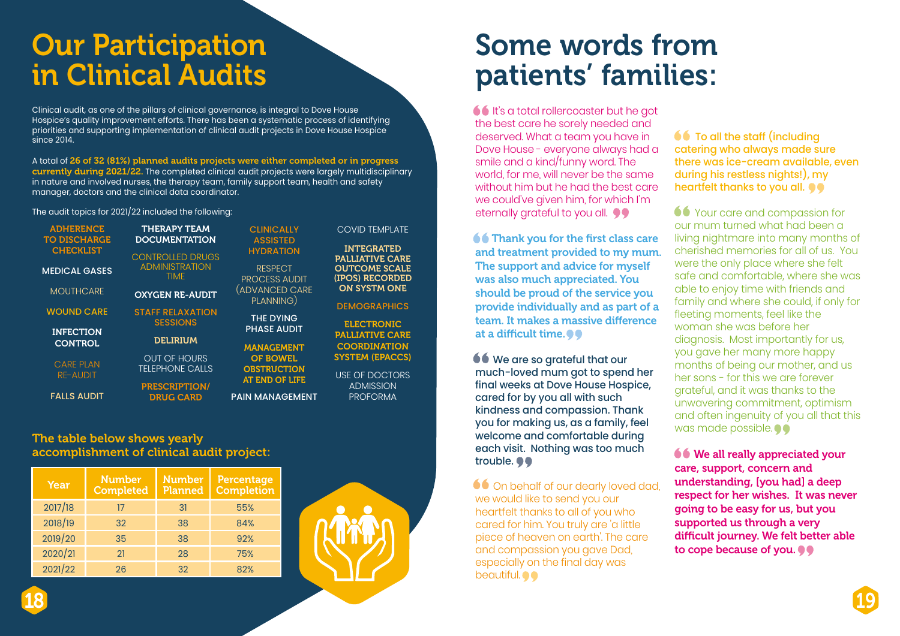# Our Participation in Clinical Audits

Clinical audit, as one of the pillars of clinical governance, is integral to Dove House Hospice's quality improvement efforts. There has been a systematic process of identifying priorities and supporting implementation of clinical audit projects in Dove House Hospice since 2014.

A total of **26 of 32 (81%) planned audits projects were either completed or in progress currently during 2021/22.** The completed clinical audit projects were largely multidisciplinary in nature and involved nurses, the therapy team, family support team, health and safety manager, doctors and the clinical data coordinator.

The audit topics for 2021/22 included the following:

- **ADHERENCE TO DISCHARGE CHECKLIST**
- **MEDICAL GASES**
- MOUTHCARE
- **WOUND CARE**
- **INFECTION CONTROL**
- CARE PLAN RE-AUDIT
- **FALLS AUDIT**
- **THERAPY TEAM DOCUMENTATION**
- CONTROLLED DRUGS ADMINISTRATION TIME
- **OXYGEN RE-AUDIT**
- **STAFF RELAXATION SESSIONS**
- **DELIRIUM**
- OUT OF HOURS TELEPHONE CALLS
- **PRESCRIPTION/ DRUG CARD**
- CLINICALLY ASSISTED HYDRATION
- RESPECT PROCESS AUDIT (ADVANCED CARE PLANNING)
- THE DYING PHASE AUDIT
- **MANAGEMENT OF BOWEL OBSTRUCTION AT END OF LIFE**
- **PAIN MANAGEMENT**
- COVID TEMPLATE
- **INTEGRATED PALLIATIVE CARE OUTCOME SCALE (IPOS) RECORDED ON SYSTM ONE**
- **DEMOGRAPHICS**
- **ELECTRONIC PALLIATIVE CARE COORDINATION SYSTEM (EPACCS)**
- USE OF DOCTORS ADMISSION PROFORMA

**The table below shows yearly accomplishment of clinical audit project:**

| Year | Number Completed | Number Planned | Percentage Completion |
|---|---|---|---|
| 2017/18 | 17 | 31 | 55% |
| 2018/19 | 32 | 38 | 84% |
| 2019/20 | 35 | 38 | 92% |
| 2020/21 | 21 | 28 | 75% |
| 2021/22 | 26 | 32 | 82% |

# Some words from patients' families:

"It's a total rollercoaster but he got the best care he sorely needed and deserved. What a team you have in Dove House - everyone always had a smile and a kind/funny word. The world, for me, will never be the same without him but he had the best care we could've given him, for which I'm eternally grateful to you all."

**"Thank you for the first class care and treatment provided to my mum. The support and advice for myself was also much appreciated. You should be proud of the service you provide individually and as part of a team. It makes a massive difference at a difficult time."**

"We are so grateful that our much-loved mum got to spend her final weeks at Dove House Hospice, cared for by you all with such kindness and compassion. Thank you for making us, as a family, feel welcome and comfortable during each visit. Nothing was too much trouble."

"On behalf of our dearly loved dad, we would like to send you our heartfelt thanks to all of you who cared for him. You truly are 'a little piece of heaven on earth'. The care and compassion you gave Dad, especially on the final day was beautiful."

**"To all the staff (including catering who always made sure there was ice-cream available, even during his restless nights!), my heartfelt thanks to you all."**

"Your care and compassion for our mum turned what had been a living nightmare into many months of cherished memories for all of us. You were the only place where she felt safe and comfortable, where she was able to enjoy time with friends and family and where she could, if only for fleeting moments, feel like the woman she was before her diagnosis. Most importantly for us, you gave her many more happy months of being our mother, and us her sons - for this we are forever grateful, and it was thanks to the unwavering commitment, optimism and often ingenuity of you all that this was made possible."

**"We all really appreciated your care, support, concern and understanding, [you had] a deep respect for her wishes. It was never going to be easy for us, but you supported us through a very difficult journey. We felt better able to cope because of you."**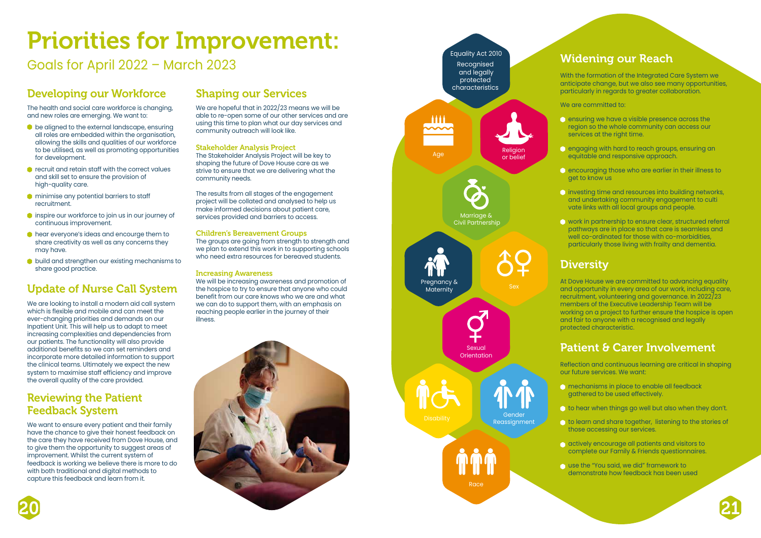# Priorities for Improvement:

Goals for April 2022 – March 2023

## Developing our Workforce

The health and social care workforce is changing, and new roles are emerging. We want to:

- be aligned to the external landscape, ensuring all roles are embedded within the organisation, allowing the skills and qualities of our workforce to be utilised, as well as promoting opportunities for development.
- recruit and retain staff with the correct values and skill set to ensure the provision of high-quality care.
- minimise any potential barriers to staff recruitment.
- inspire our workforce to join us in our journey of continuous improvement.
- hear everyone's ideas and encourge them to share creativity as well as any concerns they may have.
- build and strengthen our existing mechanisms to share good practice.

## Update of Nurse Call System

We are looking to install a modern aid call system which is flexible and mobile and can meet the ever-changing priorities and demands on our Inpatient Unit. This will help us to adapt to meet increasing complexities and dependencies from our patients. The functionality will also provide additional benefits so we can set reminders and incorporate more detailed information to support the clinical teams. Ultimately we expect the new system to maximise staff efficiency and improve the overall quality of the care provided.

## Reviewing the Patient Feedback System

We want to ensure every patient and their family have the chance to give their honest feedback on the care they have received from Dove House, and to give them the opportunity to suggest areas of improvement. Whilst the current system of feedback is working we believe there is more to do with both traditional and digital methods to capture this feedback and learn from it.

## Shaping our Services

We are hopeful that in 2022/23 means we will be able to re-open some of our other services and are using this time to plan what our day services and community outreach will look like.

### Stakeholder Analysis Project

The Stakeholder Analysis Project will be key to shaping the future of Dove House care as we strive to ensure that we are delivering what the community needs.

The results from all stages of the engagement project will be collated and analysed to help us make informed decisions about patient care, services provided and barriers to access.

### Children's Bereavement Groups

The groups are going from strength to strength and we plan to extend this work in to supporting schools who need extra resources for bereaved students.

### Increasing Awareness

We will be increasing awareness and promotion of the hospice to try to ensure that anyone who could benefit from our care knows who we are and what we can do to support them, with an emphasis on reaching people earlier in the journey of their illness.

Equality Act 2010
Recognised and legally protected characteristics

- Age
- Religion or belief
- Marriage & Civil Partnership
- Pregnancy & Maternity
- Sex
- Sexual Orientation
- Disability
- Gender Reassignment
- Race

## Widening our Reach

With the formation of the Integrated Care System we anticipate change, but we also see many opportunities, particularly in regards to greater collaboration.

We are committed to:

- ensuring we have a visible presence across the region so the whole community can access our services at the right time.
- engaging with hard to reach groups, ensuring an equitable and responsive approach.
- encouraging those who are earlier in their illness to get to know us
- investing time and resources into building networks, and undertaking community engagement to culti vate links with all local groups and people.
- work in partnership to ensure clear, structured referral pathways are in place so that care is seamless and well co-ordinated for those with co-morbidities, particularly those living with frailty and dementia.

## Diversity

At Dove House we are committed to advancing equality and opportunity in every area of our work, including care, recruitment, volunteering and governance. In 2022/23 members of the Executive Leadership Team will be working on a project to further ensure the hospice is open and fair to anyone with a recognised and legally protected characteristic.

## Patient & Carer Involvement

Reflection and continuous learning are critical in shaping our future services. We want:

- mechanisms in place to enable all feedback gathered to be used effectively.
- to hear when things go well but also when they don't.
- to learn and share together, listening to the stories of those accessing our services.
- actively encourage all patients and visitors to complete our Family & Friends questionnaires.
- use the "You said, we did" framework to demonstrate how feedback has been used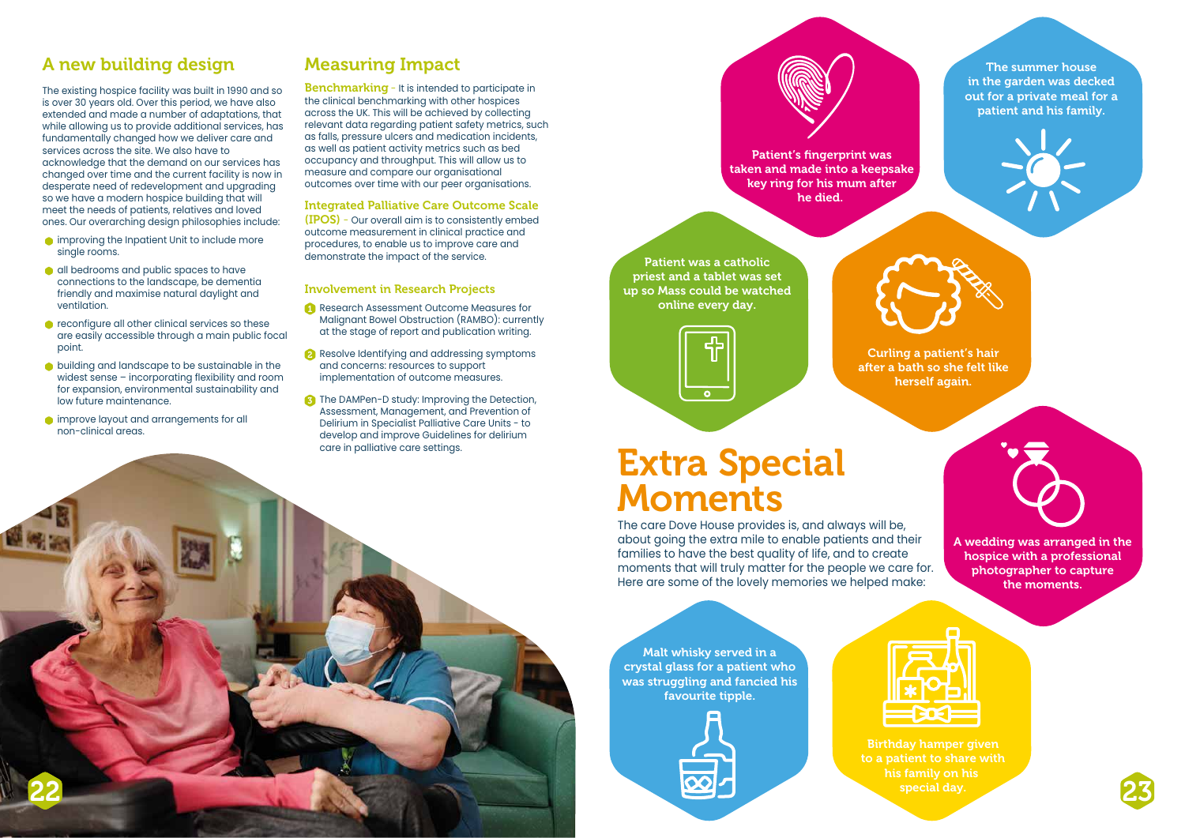## A new building design

The existing hospice facility was built in 1990 and so is over 30 years old. Over this period, we have also extended and made a number of adaptations, that while allowing us to provide additional services, has fundamentally changed how we deliver care and services across the site. We also have to acknowledge that the demand on our services has changed over time and the current facility is now in desperate need of redevelopment and upgrading so we have a modern hospice building that will meet the needs of patients, relatives and loved ones. Our overarching design philosophies include:

- improving the Inpatient Unit to include more single rooms.
- all bedrooms and public spaces to have connections to the landscape, be dementia friendly and maximise natural daylight and ventilation.
- reconfigure all other clinical services so these are easily accessible through a main public focal point.
- building and landscape to be sustainable in the widest sense – incorporating flexibility and room for expansion, environmental sustainability and low future maintenance.
- improve layout and arrangements for all non-clinical areas.

## Measuring Impact

**Benchmarking** - It is intended to participate in the clinical benchmarking with other hospices across the UK. This will be achieved by collecting relevant data regarding patient safety metrics, such as falls, pressure ulcers and medication incidents, as well as patient activity metrics such as bed occupancy and throughput. This will allow us to measure and compare our organisational outcomes over time with our peer organisations.

**Integrated Palliative Care Outcome Scale (IPOS)** - Our overall aim is to consistently embed outcome measurement in clinical practice and procedures, to enable us to improve care and demonstrate the impact of the service.

### Involvement in Research Projects

1. Research Assessment Outcome Measures for Malignant Bowel Obstruction (RAMBO): currently at the stage of report and publication writing.
2. Resolve Identifying and addressing symptoms and concerns: resources to support implementation of outcome measures.
3. The DAMPen-D study: Improving the Detection, Assessment, Management, and Prevention of Delirium in Specialist Palliative Care Units - to develop and improve Guidelines for delirium care in palliative care settings.

# Extra Special Moments

The care Dove House provides is, and always will be, about going the extra mile to enable patients and their families to have the best quality of life, and to create moments that will truly matter for the people we care for. Here are some of the lovely memories we helped make:

- Patient's fingerprint was taken and made into a keepsake key ring for his mum after he died.
- The summer house in the garden was decked out for a private meal for a patient and his family.
- Patient was a catholic priest and a tablet was set up so Mass could be watched online every day.
- Curling a patient's hair after a bath so she felt like herself again.
- A wedding was arranged in the hospice with a professional photographer to capture the moments.
- Malt whisky served in a crystal glass for a patient who was struggling and fancied his favourite tipple.
- Birthday hamper given to a patient to share with his family on his special day.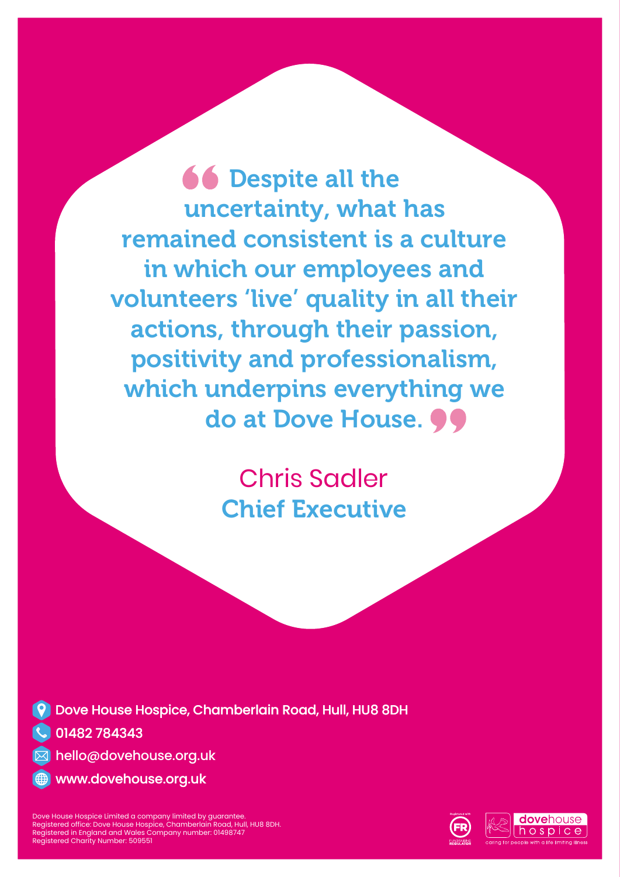> "Despite all the uncertainty, what has remained consistent is a culture in which our employees and volunteers 'live' quality in all their actions, through their passion, positivity and professionalism, which underpins everything we do at Dove House."

Chris Sadler
**Chief Executive**

Dove House Hospice, Chamberlain Road, Hull, HU8 8DH

01482 784343

hello@dovehouse.org.uk

www.dovehouse.org.uk

Dove House Hospice Limited a company limited by guarantee.
Registered office: Dove House Hospice, Chamberlain Road, Hull, HU8 8DH.
Registered in England and Wales Company number: 01498747
Registered Charity Number: 509551

Registered with FUNDRAISING REGULATOR

dovehouse hospice
caring for people with a life limiting illness